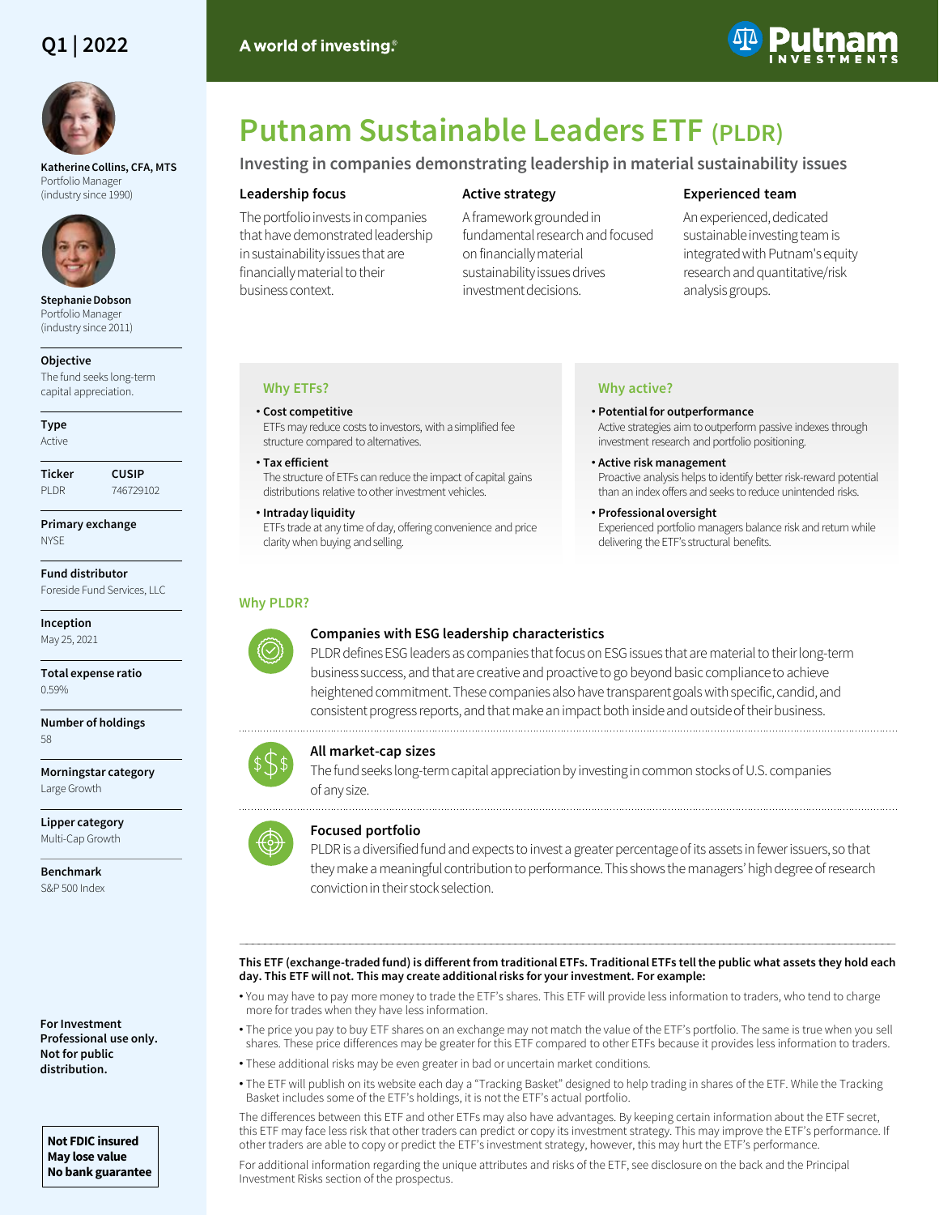Q1 | 2022

A world of investing.®

# Putnam Sustainable Leaders ETF (PLDR)

## Investing in companies demonstrating leadership in material sustainability issues

### Leadership focus

The portfolio invests in companies that have demonstrated leadership in sustainability issues that are financially material to their business context.

### Active strategy

A framework grounded in fundamental research and focused on financially material sustainability issues drives investment decisions.

### Experienced team

An experienced, dedicated sustainable investing team is integrated with Putnam's equity research and quantitative/risk analysis groups.

**Katherine Collins, CFA, MTS**
Portfolio Manager
(industry since 1990)

**Stephanie Dobson**
Portfolio Manager
(industry since 2011)

**Objective**
The fund seeks long-term capital appreciation.

**Type**
Active

**Ticker**
PLDR

**CUSIP**
746729102

**Primary exchange**
NYSE

**Fund distributor**
Foreside Fund Services, LLC

**Inception**
May 25, 2021

**Total expense ratio**
0.59%

**Number of holdings**
58

**Morningstar category**
Large Growth

**Lipper category**
Multi-Cap Growth

**Benchmark**
S&P 500 Index

**For Investment Professional use only. Not for public distribution.**

**Not FDIC insured**
**May lose value**
**No bank guarantee**

### Why ETFs?

- **Cost competitive**
  ETFs may reduce costs to investors, with a simplified fee structure compared to alternatives.
- **Tax efficient**
  The structure of ETFs can reduce the impact of capital gains distributions relative to other investment vehicles.
- **Intraday liquidity**
  ETFs trade at any time of day, offering convenience and price clarity when buying and selling.

### Why active?

- **Potential for outperformance**
  Active strategies aim to outperform passive indexes through investment research and portfolio positioning.
- **Active risk management**
  Proactive analysis helps to identify better risk-reward potential than an index offers and seeks to reduce unintended risks.
- **Professional oversight**
  Experienced portfolio managers balance risk and return while delivering the ETF's structural benefits.

### Why PLDR?

**Companies with ESG leadership characteristics**

PLDR defines ESG leaders as companies that focus on ESG issues that are material to their long-term business success, and that are creative and proactive to go beyond basic compliance to achieve heightened commitment. These companies also have transparent goals with specific, candid, and consistent progress reports, and that make an impact both inside and outside of their business.

**All market-cap sizes**

The fund seeks long-term capital appreciation by investing in common stocks of U.S. companies of any size.

**Focused portfolio**

PLDR is a diversified fund and expects to invest a greater percentage of its assets in fewer issuers, so that they make a meaningful contribution to performance. This shows the managers' high degree of research conviction in their stock selection.

---

**This ETF (exchange-traded fund) is different from traditional ETFs. Traditional ETFs tell the public what assets they hold each day. This ETF will not. This may create additional risks for your investment. For example:**

- You may have to pay more money to trade the ETF's shares. This ETF will provide less information to traders, who tend to charge more for trades when they have less information.
- The price you pay to buy ETF shares on an exchange may not match the value of the ETF's portfolio. The same is true when you sell shares. These price differences may be greater for this ETF compared to other ETFs because it provides less information to traders.
- These additional risks may be even greater in bad or uncertain market conditions.
- The ETF will publish on its website each day a "Tracking Basket" designed to help trading in shares of the ETF. While the Tracking Basket includes some of the ETF's holdings, it is not the ETF's actual portfolio.

The differences between this ETF and other ETFs may also have advantages. By keeping certain information about the ETF secret, this ETF may face less risk that other traders can predict or copy its investment strategy. This may improve the ETF's performance. If other traders are able to copy or predict the ETF's investment strategy, however, this may hurt the ETF's performance.

For additional information regarding the unique attributes and risks of the ETF, see disclosure on the back and the Principal Investment Risks section of the prospectus.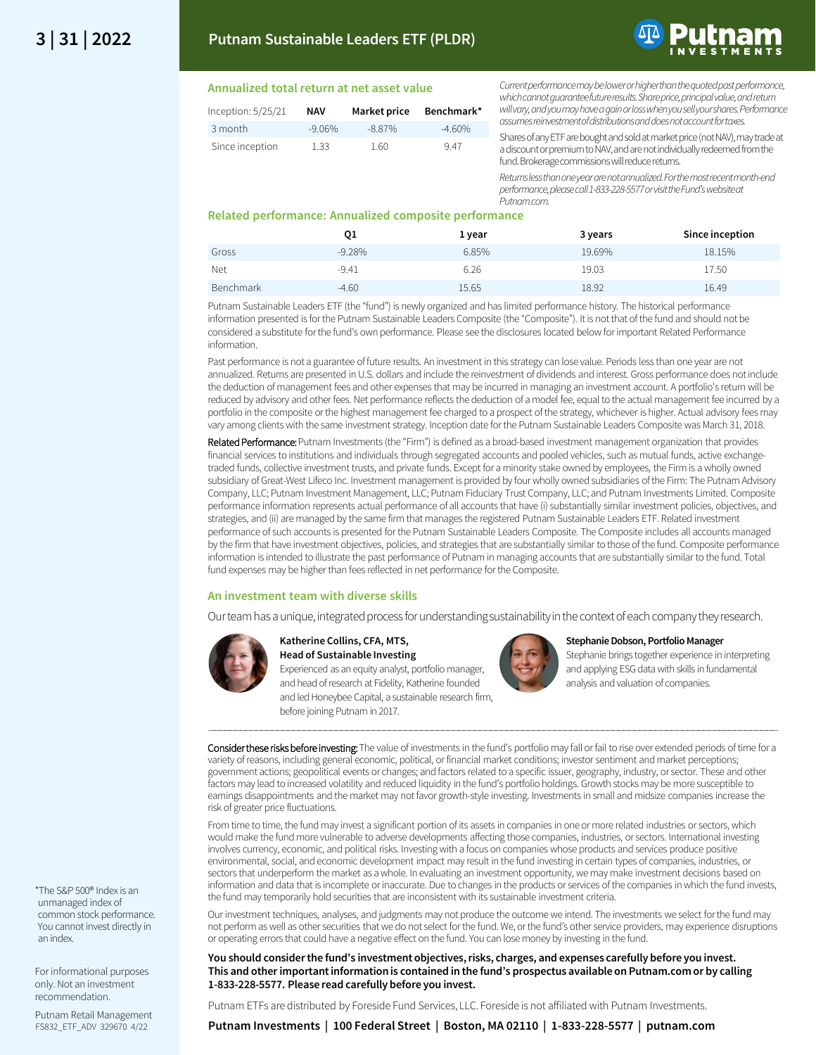## Putnam Sustainable Leaders ETF (PLDR)

3 | 31 | 2022

### Annualized total return at net asset value

| Inception: 5/25/21 | NAV | Market price | Benchmark* |
|---|---|---|---|
| 3 month | -9.06% | -8.87% | -4.60% |
| Since inception | 1.33 | 1.60 | 9.47 |

*Current performance may be lower or higher than the quoted past performance, which cannot guarantee future results. Share price, principal value, and return will vary, and you may have a gain or loss when you sell your shares. Performance assumes reinvestment of distributions and does not account for taxes.*

Shares of any ETF are bought and sold at market price (not NAV), may trade at a discount or premium to NAV, and are not individually redeemed from the fund. Brokerage commissions will reduce returns.

*Returns less than one year are not annualized. For the most recent month-end performance, please call 1-833-228-5577 or visit the Fund's website at Putnam.com.*

### Related performance: Annualized composite performance

| | Q1 | 1 year | 3 years | Since inception |
|---|---|---|---|---|
| Gross | -9.28% | 6.85% | 19.69% | 18.15% |
| Net | -9.41 | 6.26 | 19.03 | 17.50 |
| Benchmark | -4.60 | 15.65 | 18.92 | 16.49 |

Putnam Sustainable Leaders ETF (the "fund") is newly organized and has limited performance history. The historical performance information presented is for the Putnam Sustainable Leaders Composite (the "Composite"). It is not that of the fund and should not be considered a substitute for the fund's own performance. Please see the disclosures located below for important Related Performance information.

Past performance is not a guarantee of future results. An investment in this strategy can lose value. Periods less than one year are not annualized. Returns are presented in U.S. dollars and include the reinvestment of dividends and interest. Gross performance does not include the deduction of management fees and other expenses that may be incurred in managing an investment account. A portfolio's return will be reduced by advisory and other fees. Net performance reflects the deduction of a model fee, equal to the actual management fee incurred by a portfolio in the composite or the highest management fee charged to a prospect of the strategy, whichever is higher. Actual advisory fees may vary among clients with the same investment strategy. Inception date for the Putnam Sustainable Leaders Composite was March 31, 2018.

**Related Performance:** Putnam Investments (the "Firm") is defined as a broad-based investment management organization that provides financial services to institutions and individuals through segregated accounts and pooled vehicles, such as mutual funds, active exchange-traded funds, collective investment trusts, and private funds. Except for a minority stake owned by employees, the Firm is a wholly owned subsidiary of Great-West Lifeco Inc. Investment management is provided by four wholly owned subsidiaries of the Firm: The Putnam Advisory Company, LLC; Putnam Investment Management, LLC; Putnam Fiduciary Trust Company, LLC; and Putnam Investments Limited. Composite performance information represents actual performance of all accounts that have (i) substantially similar investment policies, objectives, and strategies, and (ii) are managed by the same firm that manages the registered Putnam Sustainable Leaders ETF. Related investment performance of such accounts is presented for the Putnam Sustainable Leaders Composite. The Composite includes all accounts managed by the firm that have investment objectives, policies, and strategies that are substantially similar to those of the fund. Composite performance information is intended to illustrate the past performance of Putnam in managing accounts that are substantially similar to the fund. Total fund expenses may be higher than fees reflected in net performance for the Composite.

### An investment team with diverse skills

Our team has a unique, integrated process for understanding sustainability in the context of each company they research.

**Katherine Collins, CFA, MTS, Head of Sustainable Investing**
Experienced as an equity analyst, portfolio manager, and head of research at Fidelity, Katherine founded and led Honeybee Capital, a sustainable research firm, before joining Putnam in 2017.

**Stephanie Dobson, Portfolio Manager**
Stephanie brings together experience in interpreting and applying ESG data with skills in fundamental analysis and valuation of companies.

---

**Consider these risks before investing:** The value of investments in the fund's portfolio may fall or fail to rise over extended periods of time for a variety of reasons, including general economic, political, or financial market conditions; investor sentiment and market perceptions; government actions; geopolitical events or changes; and factors related to a specific issuer, geography, industry, or sector. These and other factors may lead to increased volatility and reduced liquidity in the fund's portfolio holdings. Growth stocks may be more susceptible to earnings disappointments and the market may not favor growth-style investing. Investments in small and midsize companies increase the risk of greater price fluctuations.

From time to time, the fund may invest a significant portion of its assets in companies in one or more related industries or sectors, which would make the fund more vulnerable to adverse developments affecting those companies, industries, or sectors. International investing involves currency, economic, and political risks. Investing with a focus on companies whose products and services produce positive environmental, social, and economic development impact may result in the fund investing in certain types of companies, industries, or sectors that underperform the market as a whole. In evaluating an investment opportunity, we may make investment decisions based on information and data that is incomplete or inaccurate. Due to changes in the products or services of the companies in which the fund invests, the fund may temporarily hold securities that are inconsistent with its sustainable investment criteria.

Our investment techniques, analyses, and judgments may not produce the outcome we intend. The investments we select for the fund may not perform as well as other securities that we do not select for the fund. We, or the fund's other service providers, may experience disruptions or operating errors that could have a negative effect on the fund. You can lose money by investing in the fund.

**You should consider the fund's investment objectives, risks, charges, and expenses carefully before you invest. This and other important information is contained in the fund's prospectus available on Putnam.com or by calling 1-833-228-5577. Please read carefully before you invest.**

Putnam ETFs are distributed by Foreside Fund Services, LLC. Foreside is not affiliated with Putnam Investments.

*The S&P 500® Index is an unmanaged index of common stock performance. You cannot invest directly in an index.

For informational purposes only. Not an investment recommendation.

Putnam Retail Management
FS832_ETF_ADV 329670 4/22

**Putnam Investments | 100 Federal Street | Boston, MA 02110 | 1-833-228-5577 | putnam.com**